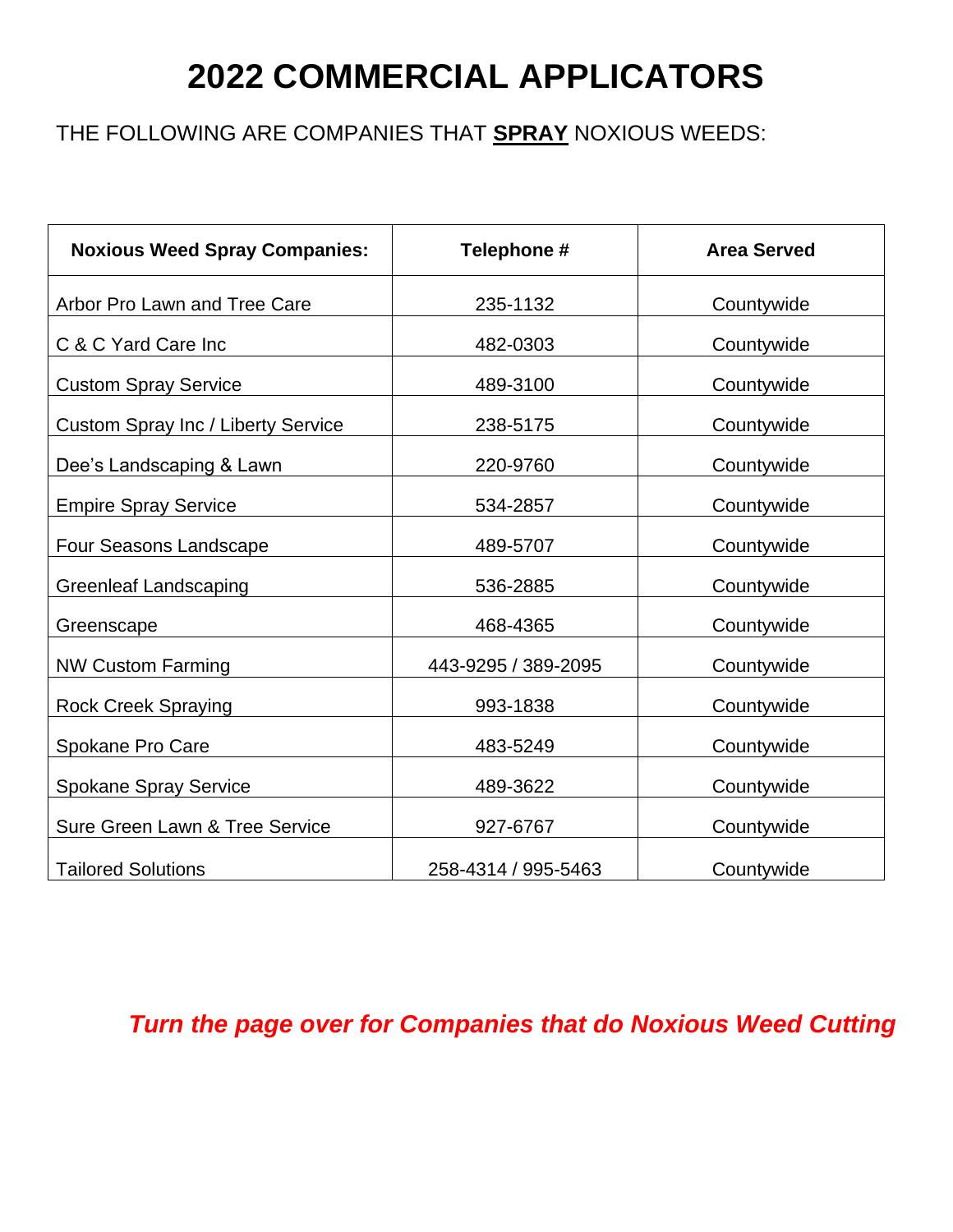# 2022 COMMERCIAL APPLICATORS

THE FOLLOWING ARE COMPANIES THAT **SPRAY** NOXIOUS WEEDS:

| Noxious Weed Spray Companies: | Telephone # | Area Served |
|---|---|---|
| Arbor Pro Lawn and Tree Care | 235-1132 | Countywide |
| C & C Yard Care Inc | 482-0303 | Countywide |
| Custom Spray Service | 489-3100 | Countywide |
| Custom Spray Inc / Liberty Service | 238-5175 | Countywide |
| Dee's Landscaping & Lawn | 220-9760 | Countywide |
| Empire Spray Service | 534-2857 | Countywide |
| Four Seasons Landscape | 489-5707 | Countywide |
| Greenleaf Landscaping | 536-2885 | Countywide |
| Greenscape | 468-4365 | Countywide |
| NW Custom Farming | 443-9295 / 389-2095 | Countywide |
| Rock Creek Spraying | 993-1838 | Countywide |
| Spokane Pro Care | 483-5249 | Countywide |
| Spokane Spray Service | 489-3622 | Countywide |
| Sure Green Lawn & Tree Service | 927-6767 | Countywide |
| Tailored Solutions | 258-4314 / 995-5463 | Countywide |

***Turn the page over for Companies that do Noxious Weed Cutting***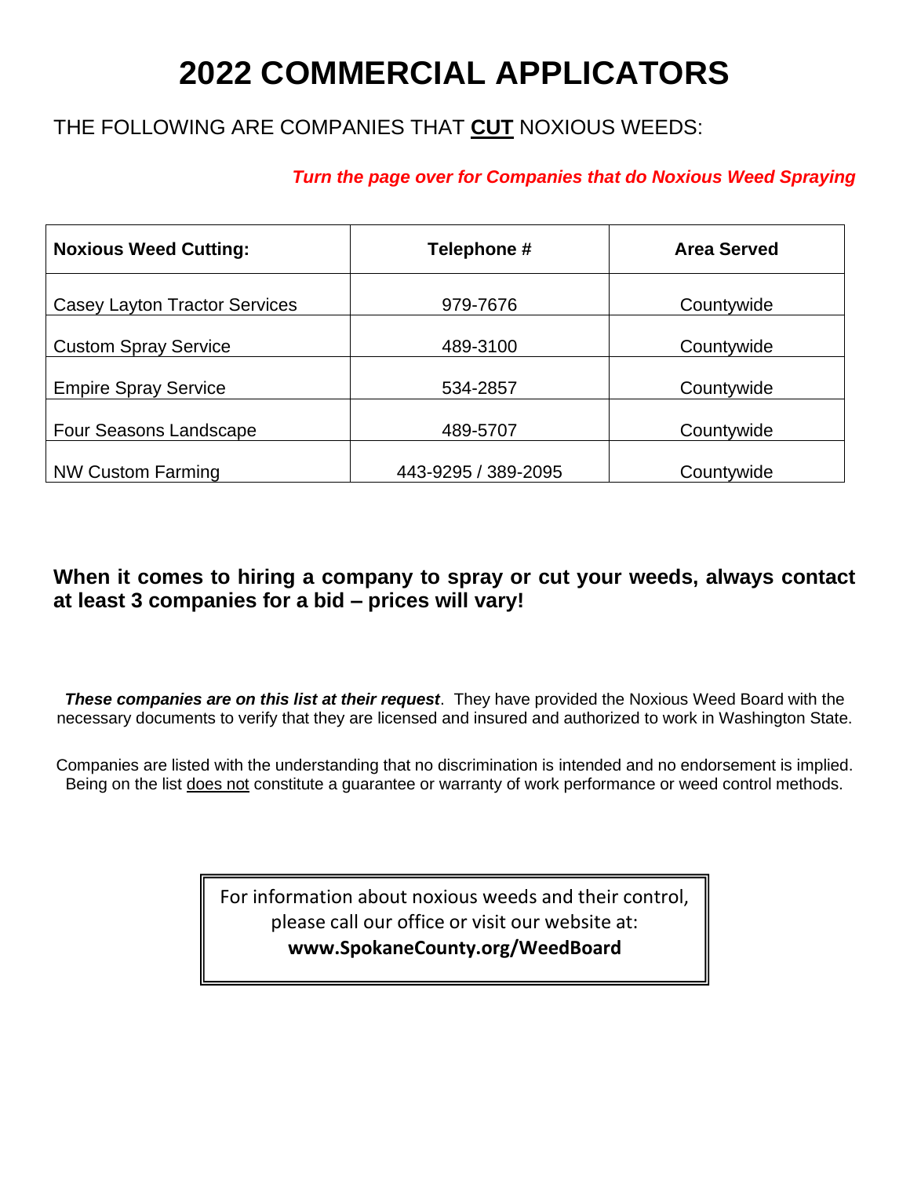# 2022 COMMERCIAL APPLICATORS

THE FOLLOWING ARE COMPANIES THAT **CUT** NOXIOUS WEEDS:

***Turn the page over for Companies that do Noxious Weed Spraying***

| Noxious Weed Cutting: | Telephone # | Area Served |
|---|---|---|
| Casey Layton Tractor Services | 979-7676 | Countywide |
| Custom Spray Service | 489-3100 | Countywide |
| Empire Spray Service | 534-2857 | Countywide |
| Four Seasons Landscape | 489-5707 | Countywide |
| NW Custom Farming | 443-9295 / 389-2095 | Countywide |

**When it comes to hiring a company to spray or cut your weeds, always contact at least 3 companies for a bid – prices will vary!**

***These companies are on this list at their request***. They have provided the Noxious Weed Board with the necessary documents to verify that they are licensed and insured and authorized to work in Washington State.

Companies are listed with the understanding that no discrimination is intended and no endorsement is implied. Being on the list does not constitute a guarantee or warranty of work performance or weed control methods.

For information about noxious weeds and their control, please call our office or visit our website at:
**www.SpokaneCounty.org/WeedBoard**